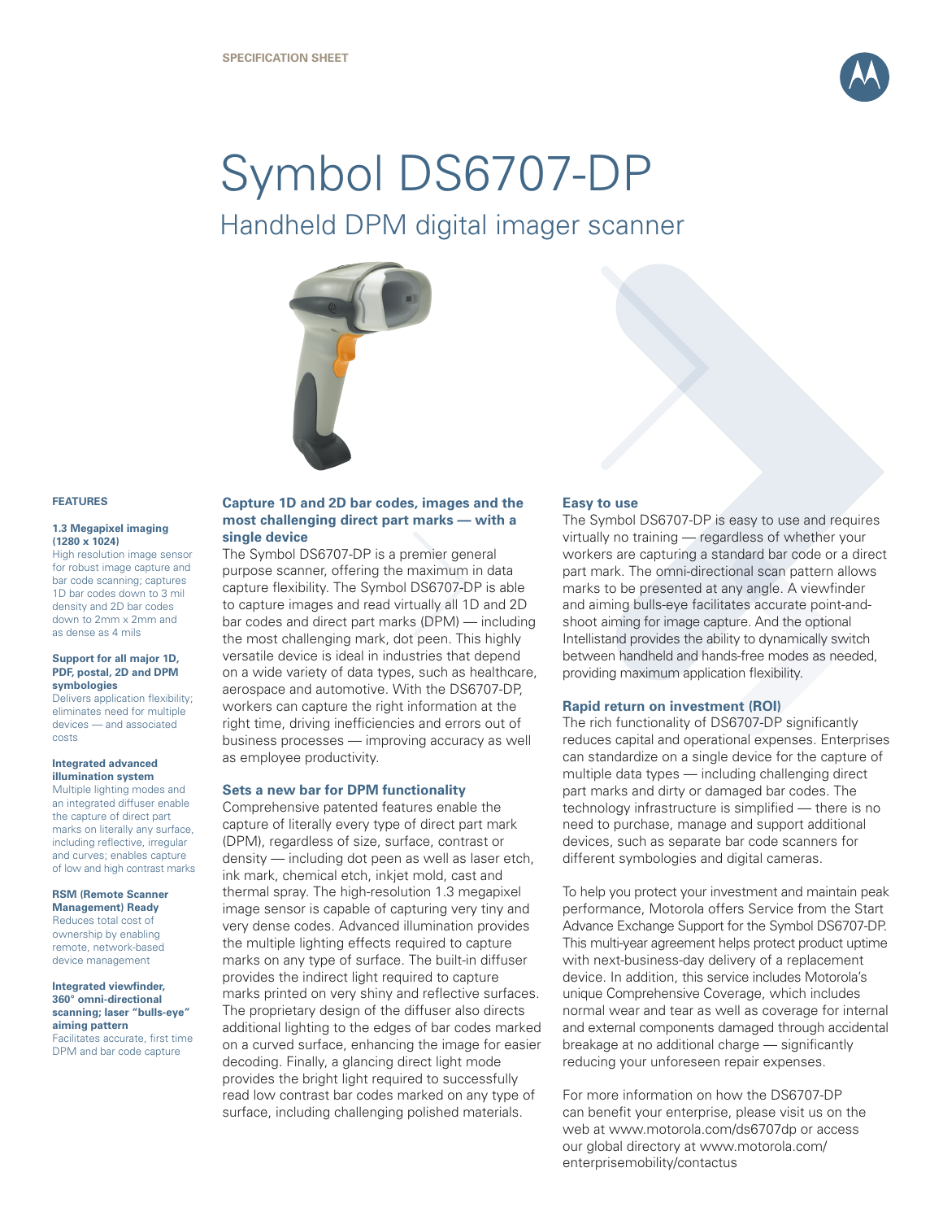SPECIFICATION SHEET

# Symbol DS6707-DP

## Handheld DPM digital imager scanner

### FEATURES

**1.3 Megapixel imaging (1280 x 1024)**
High resolution image sensor for robust image capture and bar code scanning; captures 1D bar codes down to 3 mil density and 2D bar codes down to 2mm x 2mm and as dense as 4 mils

**Support for all major 1D, PDF, postal, 2D and DPM symbologies**
Delivers application flexibility; eliminates need for multiple devices — and associated costs

**Integrated advanced illumination system**
Multiple lighting modes and an integrated diffuser enable the capture of direct part marks on literally any surface, including reflective, irregular and curves; enables capture of low and high contrast marks

**RSM (Remote Scanner Management) Ready**
Reduces total cost of ownership by enabling remote, network-based device management

**Integrated viewfinder, 360° omni-directional scanning; laser "bulls-eye" aiming pattern**
Facilitates accurate, first time DPM and bar code capture

### Capture 1D and 2D bar codes, images and the most challenging direct part marks — with a single device

The Symbol DS6707-DP is a premier general purpose scanner, offering the maximum in data capture flexibility. The Symbol DS6707-DP is able to capture images and read virtually all 1D and 2D bar codes and direct part marks (DPM) — including the most challenging mark, dot peen. This highly versatile device is ideal in industries that depend on a wide variety of data types, such as healthcare, aerospace and automotive. With the DS6707-DP, workers can capture the right information at the right time, driving inefficiencies and errors out of business processes — improving accuracy as well as employee productivity.

### Sets a new bar for DPM functionality

Comprehensive patented features enable the capture of literally every type of direct part mark (DPM), regardless of size, surface, contrast or density — including dot peen as well as laser etch, ink mark, chemical etch, inkjet mold, cast and thermal spray. The high-resolution 1.3 megapixel image sensor is capable of capturing very tiny and very dense codes. Advanced illumination provides the multiple lighting effects required to capture marks on any type of surface. The built-in diffuser provides the indirect light required to capture marks printed on very shiny and reflective surfaces. The proprietary design of the diffuser also directs additional lighting to the edges of bar codes marked on a curved surface, enhancing the image for easier decoding. Finally, a glancing direct light mode provides the bright light required to successfully read low contrast bar codes marked on any type of surface, including challenging polished materials.

### Easy to use

The Symbol DS6707-DP is easy to use and requires virtually no training — regardless of whether your workers are capturing a standard bar code or a direct part mark. The omni-directional scan pattern allows marks to be presented at any angle. A viewfinder and aiming bulls-eye facilitates accurate point-and-shoot aiming for image capture. And the optional Intellistand provides the ability to dynamically switch between handheld and hands-free modes as needed, providing maximum application flexibility.

### Rapid return on investment (ROI)

The rich functionality of DS6707-DP significantly reduces capital and operational expenses. Enterprises can standardize on a single device for the capture of multiple data types — including challenging direct part marks and dirty or damaged bar codes. The technology infrastructure is simplified — there is no need to purchase, manage and support additional devices, such as separate bar code scanners for different symbologies and digital cameras.

To help you protect your investment and maintain peak performance, Motorola offers Service from the Start Advance Exchange Support for the Symbol DS6707-DP. This multi-year agreement helps protect product uptime with next-business-day delivery of a replacement device. In addition, this service includes Motorola's unique Comprehensive Coverage, which includes normal wear and tear as well as coverage for internal and external components damaged through accidental breakage at no additional charge — significantly reducing your unforeseen repair expenses.

For more information on how the DS6707-DP can benefit your enterprise, please visit us on the web at www.motorola.com/ds6707dp or access our global directory at www.motorola.com/enterprisemobility/contactus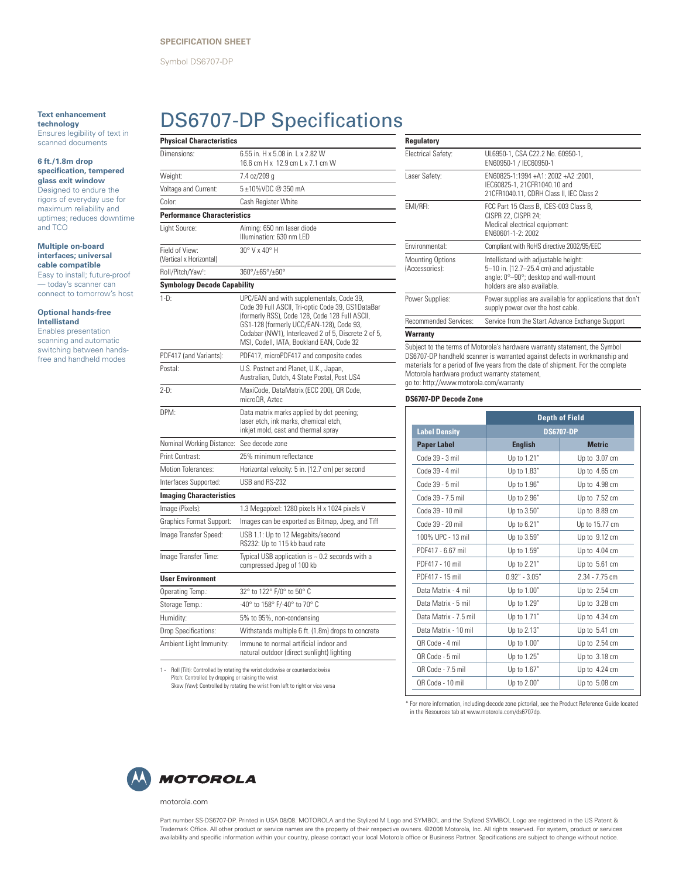SPECIFICATION SHEET

Symbol DS6707-DP

**Text enhancement technology**
Ensures legibility of text in scanned documents

**6 ft./1.8m drop specification, tempered glass exit window**
Designed to endure the rigors of everyday use for maximum reliability and uptimes; reduces downtime and TCO

**Multiple on-board interfaces; universal cable compatible**
Easy to install; future-proof — today's scanner can connect to tomorrow's host

**Optional hands-free Intellistand**
Enables presentation scanning and automatic switching between hands-free and handheld modes

# DS6707-DP Specifications

| **Physical Characteristics** | |
|---|---|
| Dimensions: | 6.55 in. H x 5.08 in. L x 2.82 W<br>16.6 cm H x 12.9 cm L x 7.1 cm W |
| Weight: | 7.4 oz/209 g |
| Voltage and Current: | 5 ±10%VDC @ 350 mA |
| Color: | Cash Register White |
| **Performance Characteristics** | |
| Light Source: | Aiming: 650 nm laser diode<br>Illumination: 630 nm LED |
| Field of View: (Vertical x Horizontal) | 30° V x 40° H |
| Roll/Pitch/Yaw[1]: | 360°/±65°/±60° |
| **Symbology Decode Capability** | |
| 1-D: | UPC/EAN with supplementals, Code 39, Code 39 Full ASCII, Tri-optic Code 39, GS1DataBar (formerly RSS), Code 128, Code 128 Full ASCII, GS1-128 (formerly UCC/EAN-128), Code 93, Codabar (NW1), Interleaved 2 of 5, Discrete 2 of 5, MSI, Codell, IATA, Bookland EAN, Code 32 |
| PDF417 (and Variants): | PDF417, microPDF417 and composite codes |
| Postal: | U.S. Postnet and Planet, U.K., Japan, Australian, Dutch, 4 State Postal, Post US4 |
| 2-D: | MaxiCode, DataMatrix (ECC 200), QR Code, microQR, Aztec |
| DPM: | Data matrix marks applied by dot peening; laser etch, ink marks, chemical etch, inkjet mold, cast and thermal spray |
| Nominal Working Distance: | See decode zone |
| Print Contrast: | 25% minimum reflectance |
| Motion Tolerances: | Horizontal velocity: 5 in. (12.7 cm) per second |
| Interfaces Supported: | USB and RS-232 |
| **Imaging Characteristics** | |
| Image (Pixels): | 1.3 Megapixel: 1280 pixels H x 1024 pixels V |
| Graphics Format Support: | Images can be exported as Bitmap, Jpeg, and Tiff |
| Image Transfer Speed: | USB 1.1: Up to 12 Megabits/second<br>RS232: Up to 115 kb baud rate |
| Image Transfer Time: | Typical USB application is ~ 0.2 seconds with a compressed Jpeg of 100 kb |
| **User Environment** | |
| Operating Temp.: | 32° to 122° F/0° to 50° C |
| Storage Temp.: | -40° to 158° F/-40° to 70° C |
| Humidity: | 5% to 95%, non-condensing |
| Drop Specifications: | Withstands multiple 6 ft. (1.8m) drops to concrete |
| Ambient Light Immunity: | Immune to normal artificial indoor and natural outdoor (direct sunlight) lighting |

1 - Roll (Tilt): Controlled by rotating the wrist clockwise or counterclockwise
Pitch: Controlled by dropping or raising the wrist
Skew (Yaw): Controlled by rotating the wrist from left to right or vice versa

| **Regulatory** | |
|---|---|
| Electrical Safety: | UL6950-1, CSA C22.2 No. 60950-1, EN60950-1 / IEC60950-1 |
| Laser Safety: | EN60825-1:1994 +A1: 2002 +A2 :2001, IEC60825-1, 21CFR1040.10 and 21CFR1040.11, CDRH Class II, IEC Class 2 |
| EMI/RFI: | FCC Part 15 Class B, ICES-003 Class B, CISPR 22, CISPR 24;<br>Medical electrical equipment: EN60601-1-2: 2002 |
| Environmental: | Compliant with RoHS directive 2002/95/EEC |
| Mounting Options (Accessories): | Intellistand with adjustable height: 5–10 in. (12.7–25.4 cm) and adjustable angle: 0°–90°; desktop and wall-mount holders are also available. |
| Power Supplies: | Power supplies are available for applications that don't supply power over the host cable. |
| Recommended Services: | Service from the Start Advance Exchange Support |

**Warranty**

Subject to the terms of Motorola's hardware warranty statement, the Symbol DS6707-DP handheld scanner is warranted against defects in workmanship and materials for a period of five years from the date of shipment. For the complete Motorola hardware product warranty statement, go to: http://www.motorola.com/warranty

**DS6707-DP Decode Zone**

| | Depth of Field | |
|---|---|---|
| **Label Density** | **DS6707-DP** | |
| **Paper Label** | **English** | **Metric** |
| Code 39 - 3 mil | Up to 1.21" | Up to 3.07 cm |
| Code 39 - 4 mil | Up to 1.83" | Up to 4.65 cm |
| Code 39 - 5 mil | Up to 1.96" | Up to 4.98 cm |
| Code 39 - 7.5 mil | Up to 2.96" | Up to 7.52 cm |
| Code 39 - 10 mil | Up to 3.50" | Up to 8.89 cm |
| Code 39 - 20 mil | Up to 6.21" | Up to 15.77 cm |
| 100% UPC - 13 mil | Up to 3.59" | Up to 9.12 cm |
| PDF417 - 6.67 mil | Up to 1.59" | Up to 4.04 cm |
| PDF417 - 10 mil | Up to 2.21" | Up to 5.61 cm |
| PDF417 - 15 mil | 0.92" - 3.05" | 2.34 - 7.75 cm |
| Data Matrix - 4 mil | Up to 1.00" | Up to 2.54 cm |
| Data Matrix - 5 mil | Up to 1.29" | Up to 3.28 cm |
| Data Matrix - 7.5 mil | Up to 1.71" | Up to 4.34 cm |
| Data Matrix - 10 mil | Up to 2.13" | Up to 5.41 cm |
| QR Code - 4 mil | Up to 1.00" | Up to 2.54 cm |
| QR Code - 5 mil | Up to 1.25" | Up to 3.18 cm |
| QR Code - 7.5 mil | Up to 1.67" | Up to 4.24 cm |
| QR Code - 10 mil | Up to 2.00" | Up to 5.08 cm |

\* For more information, including decode zone pictorial, see the Product Reference Guide located in the Resources tab at www.motorola.com/ds6707dp.

MOTOROLA

motorola.com

Part number SS-DS6707-DP. Printed in USA 08/08. MOTOROLA and the Stylized M Logo and SYMBOL and the Stylized SYMBOL Logo are registered in the US Patent & Trademark Office. All other product or service names are the property of their respective owners. ©2008 Motorola, Inc. All rights reserved. For system, product or services availability and specific information within your country, please contact your local Motorola office or Business Partner. Specifications are subject to change without notice.